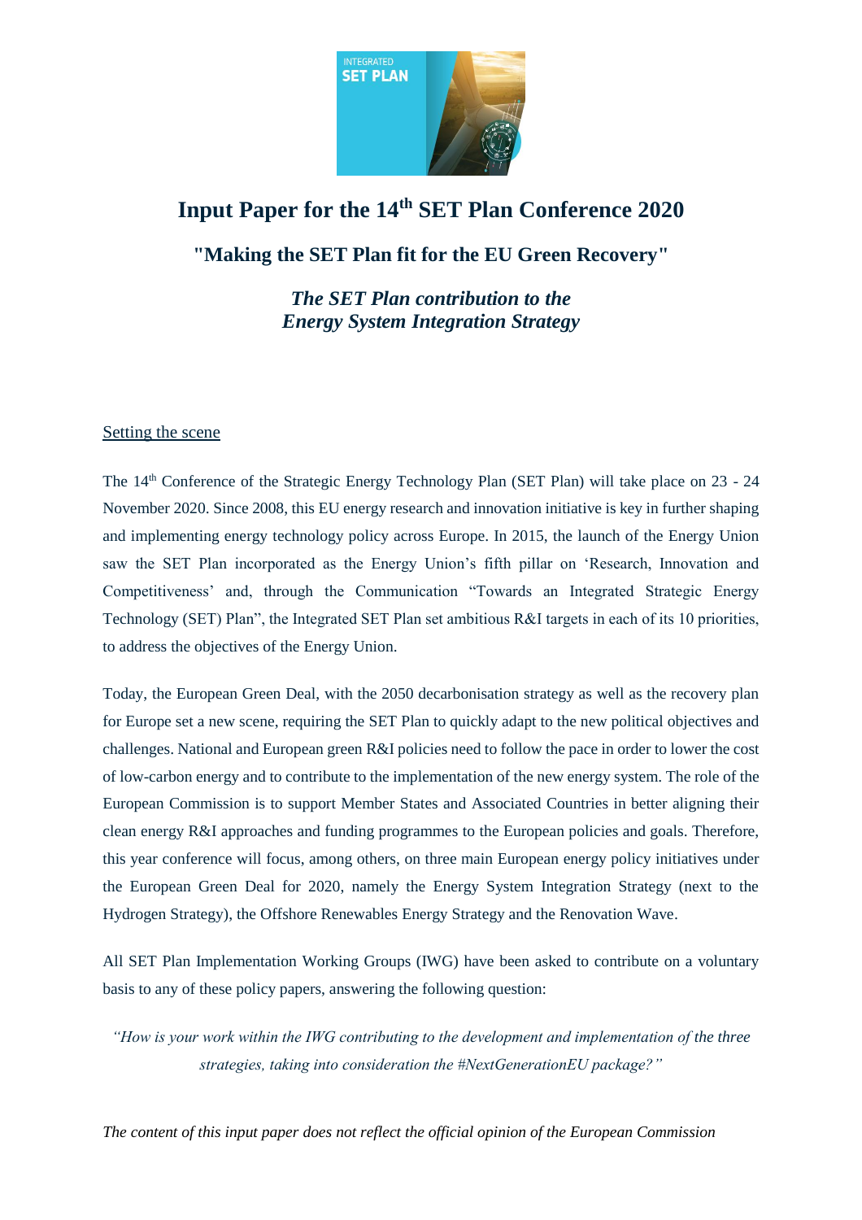# Input Paper for the 14th SET Plan Conference 2020

## "Making the SET Plan fit for the EU Green Recovery"

### *The SET Plan contribution to the Energy System Integration Strategy*

Setting the scene

The 14th Conference of the Strategic Energy Technology Plan (SET Plan) will take place on 23 - 24 November 2020. Since 2008, this EU energy research and innovation initiative is key in further shaping and implementing energy technology policy across Europe. In 2015, the launch of the Energy Union saw the SET Plan incorporated as the Energy Union's fifth pillar on 'Research, Innovation and Competitiveness' and, through the Communication "Towards an Integrated Strategic Energy Technology (SET) Plan", the Integrated SET Plan set ambitious R&I targets in each of its 10 priorities, to address the objectives of the Energy Union.

Today, the European Green Deal, with the 2050 decarbonisation strategy as well as the recovery plan for Europe set a new scene, requiring the SET Plan to quickly adapt to the new political objectives and challenges. National and European green R&I policies need to follow the pace in order to lower the cost of low-carbon energy and to contribute to the implementation of the new energy system. The role of the European Commission is to support Member States and Associated Countries in better aligning their clean energy R&I approaches and funding programmes to the European policies and goals. Therefore, this year conference will focus, among others, on three main European energy policy initiatives under the European Green Deal for 2020, namely the Energy System Integration Strategy (next to the Hydrogen Strategy), the Offshore Renewables Energy Strategy and the Renovation Wave.

All SET Plan Implementation Working Groups (IWG) have been asked to contribute on a voluntary basis to any of these policy papers, answering the following question:

*"How is your work within the IWG contributing to the development and implementation of the three strategies, taking into consideration the #NextGenerationEU package?"*

*The content of this input paper does not reflect the official opinion of the European Commission*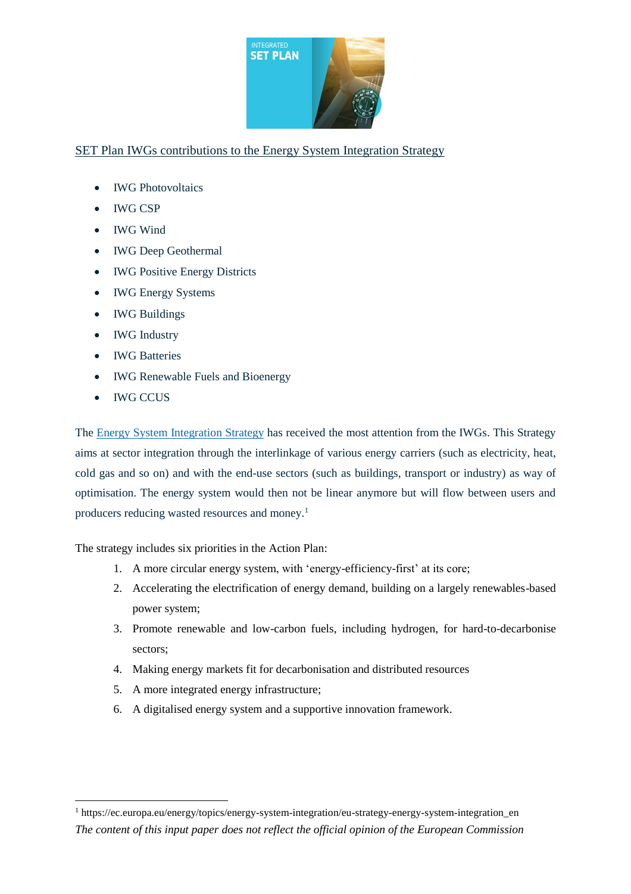## SET Plan IWGs contributions to the Energy System Integration Strategy

- IWG Photovoltaics
- IWG CSP
- IWG Wind
- IWG Deep Geothermal
- IWG Positive Energy Districts
- IWG Energy Systems
- IWG Buildings
- IWG Industry
- IWG Batteries
- IWG Renewable Fuels and Bioenergy
- IWG CCUS

The Energy System Integration Strategy has received the most attention from the IWGs. This Strategy aims at sector integration through the interlinkage of various energy carriers (such as electricity, heat, cold gas and so on) and with the end-use sectors (such as buildings, transport or industry) as way of optimisation. The energy system would then not be linear anymore but will flow between users and producers reducing wasted resources and money.[1]

The strategy includes six priorities in the Action Plan:

1. A more circular energy system, with 'energy-efficiency-first' at its core;
2. Accelerating the electrification of energy demand, building on a largely renewables-based power system;
3. Promote renewable and low-carbon fuels, including hydrogen, for hard-to-decarbonise sectors;
4. Making energy markets fit for decarbonisation and distributed resources
5. A more integrated energy infrastructure;
6. A digitalised energy system and a supportive innovation framework.

[1] https://ec.europa.eu/energy/topics/energy-system-integration/eu-strategy-energy-system-integration_en

*The content of this input paper does not reflect the official opinion of the European Commission*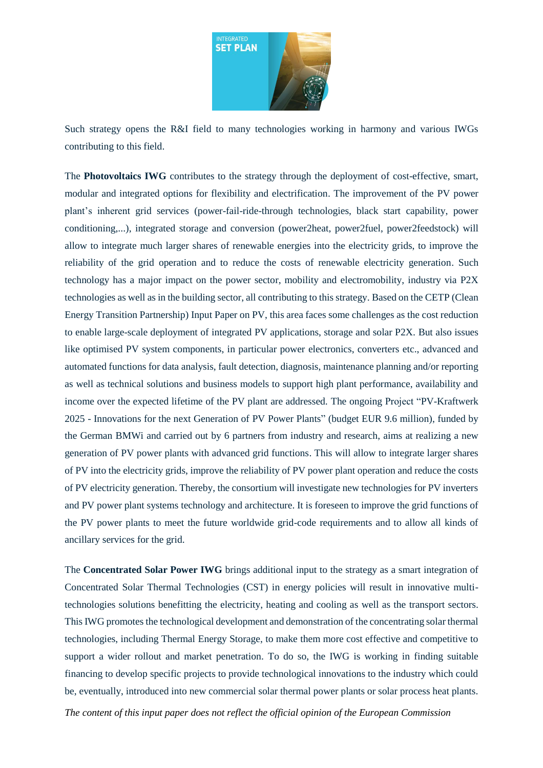Such strategy opens the R&I field to many technologies working in harmony and various IWGs contributing to this field.

The **Photovoltaics IWG** contributes to the strategy through the deployment of cost-effective, smart, modular and integrated options for flexibility and electrification. The improvement of the PV power plant's inherent grid services (power-fail-ride-through technologies, black start capability, power conditioning,...), integrated storage and conversion (power2heat, power2fuel, power2feedstock) will allow to integrate much larger shares of renewable energies into the electricity grids, to improve the reliability of the grid operation and to reduce the costs of renewable electricity generation. Such technology has a major impact on the power sector, mobility and electromobility, industry via P2X technologies as well as in the building sector, all contributing to this strategy. Based on the CETP (Clean Energy Transition Partnership) Input Paper on PV, this area faces some challenges as the cost reduction to enable large-scale deployment of integrated PV applications, storage and solar P2X. But also issues like optimised PV system components, in particular power electronics, converters etc., advanced and automated functions for data analysis, fault detection, diagnosis, maintenance planning and/or reporting as well as technical solutions and business models to support high plant performance, availability and income over the expected lifetime of the PV plant are addressed. The ongoing Project "PV-Kraftwerk 2025 - Innovations for the next Generation of PV Power Plants" (budget EUR 9.6 million), funded by the German BMWi and carried out by 6 partners from industry and research, aims at realizing a new generation of PV power plants with advanced grid functions. This will allow to integrate larger shares of PV into the electricity grids, improve the reliability of PV power plant operation and reduce the costs of PV electricity generation. Thereby, the consortium will investigate new technologies for PV inverters and PV power plant systems technology and architecture. It is foreseen to improve the grid functions of the PV power plants to meet the future worldwide grid-code requirements and to allow all kinds of ancillary services for the grid.

The **Concentrated Solar Power IWG** brings additional input to the strategy as a smart integration of Concentrated Solar Thermal Technologies (CST) in energy policies will result in innovative multi-technologies solutions benefitting the electricity, heating and cooling as well as the transport sectors. This IWG promotes the technological development and demonstration of the concentrating solar thermal technologies, including Thermal Energy Storage, to make them more cost effective and competitive to support a wider rollout and market penetration. To do so, the IWG is working in finding suitable financing to develop specific projects to provide technological innovations to the industry which could be, eventually, introduced into new commercial solar thermal power plants or solar process heat plants.

*The content of this input paper does not reflect the official opinion of the European Commission*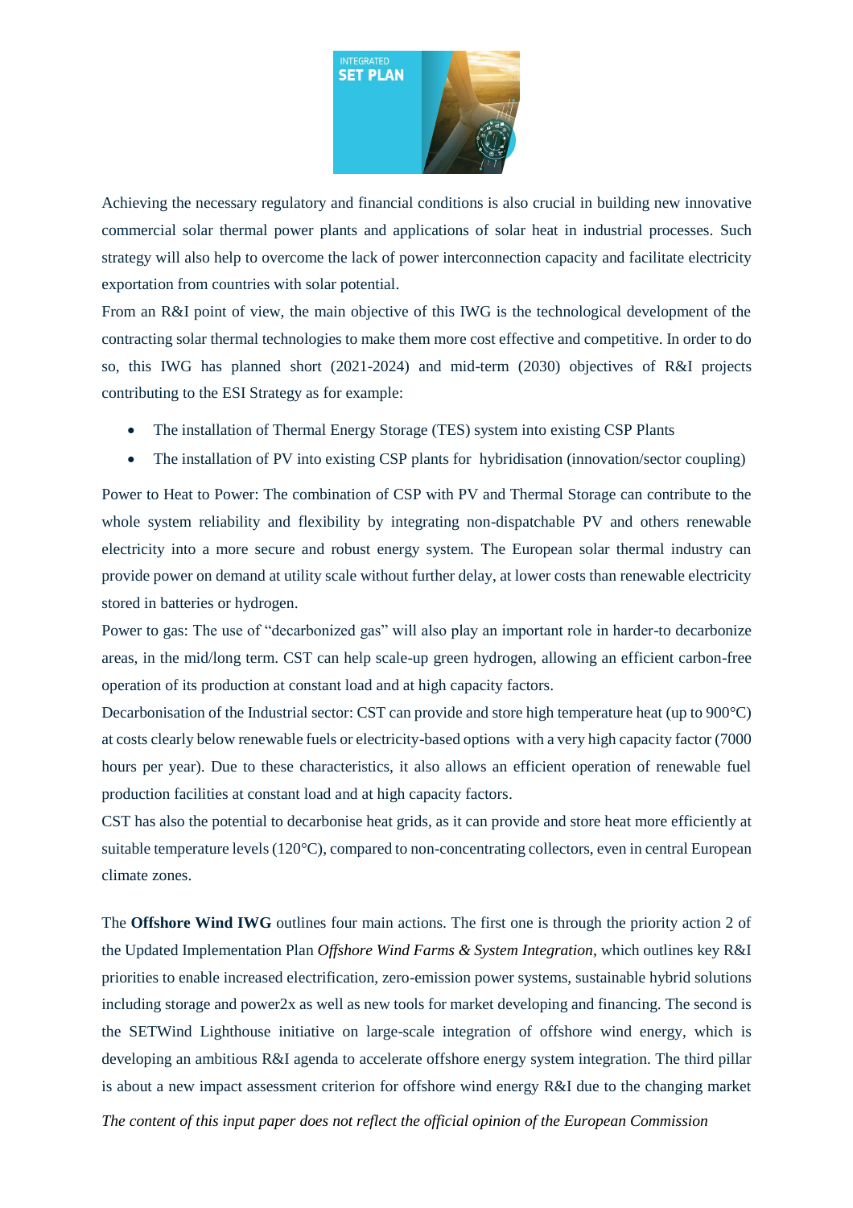Achieving the necessary regulatory and financial conditions is also crucial in building new innovative commercial solar thermal power plants and applications of solar heat in industrial processes. Such strategy will also help to overcome the lack of power interconnection capacity and facilitate electricity exportation from countries with solar potential.

From an R&I point of view, the main objective of this IWG is the technological development of the contracting solar thermal technologies to make them more cost effective and competitive. In order to do so, this IWG has planned short (2021-2024) and mid-term (2030) objectives of R&I projects contributing to the ESI Strategy as for example:

- The installation of Thermal Energy Storage (TES) system into existing CSP Plants
- The installation of PV into existing CSP plants for hybridisation (innovation/sector coupling)

Power to Heat to Power: The combination of CSP with PV and Thermal Storage can contribute to the whole system reliability and flexibility by integrating non-dispatchable PV and others renewable electricity into a more secure and robust energy system. The European solar thermal industry can provide power on demand at utility scale without further delay, at lower costs than renewable electricity stored in batteries or hydrogen.

Power to gas: The use of "decarbonized gas" will also play an important role in harder-to decarbonize areas, in the mid/long term. CST can help scale-up green hydrogen, allowing an efficient carbon-free operation of its production at constant load and at high capacity factors.

Decarbonisation of the Industrial sector: CST can provide and store high temperature heat (up to 900°C) at costs clearly below renewable fuels or electricity-based options with a very high capacity factor (7000 hours per year). Due to these characteristics, it also allows an efficient operation of renewable fuel production facilities at constant load and at high capacity factors.

CST has also the potential to decarbonise heat grids, as it can provide and store heat more efficiently at suitable temperature levels (120°C), compared to non-concentrating collectors, even in central European climate zones.

The **Offshore Wind IWG** outlines four main actions. The first one is through the priority action 2 of the Updated Implementation Plan *Offshore Wind Farms & System Integration*, which outlines key R&I priorities to enable increased electrification, zero-emission power systems, sustainable hybrid solutions including storage and power2x as well as new tools for market developing and financing. The second is the SETWind Lighthouse initiative on large-scale integration of offshore wind energy, which is developing an ambitious R&I agenda to accelerate offshore energy system integration. The third pillar is about a new impact assessment criterion for offshore wind energy R&I due to the changing market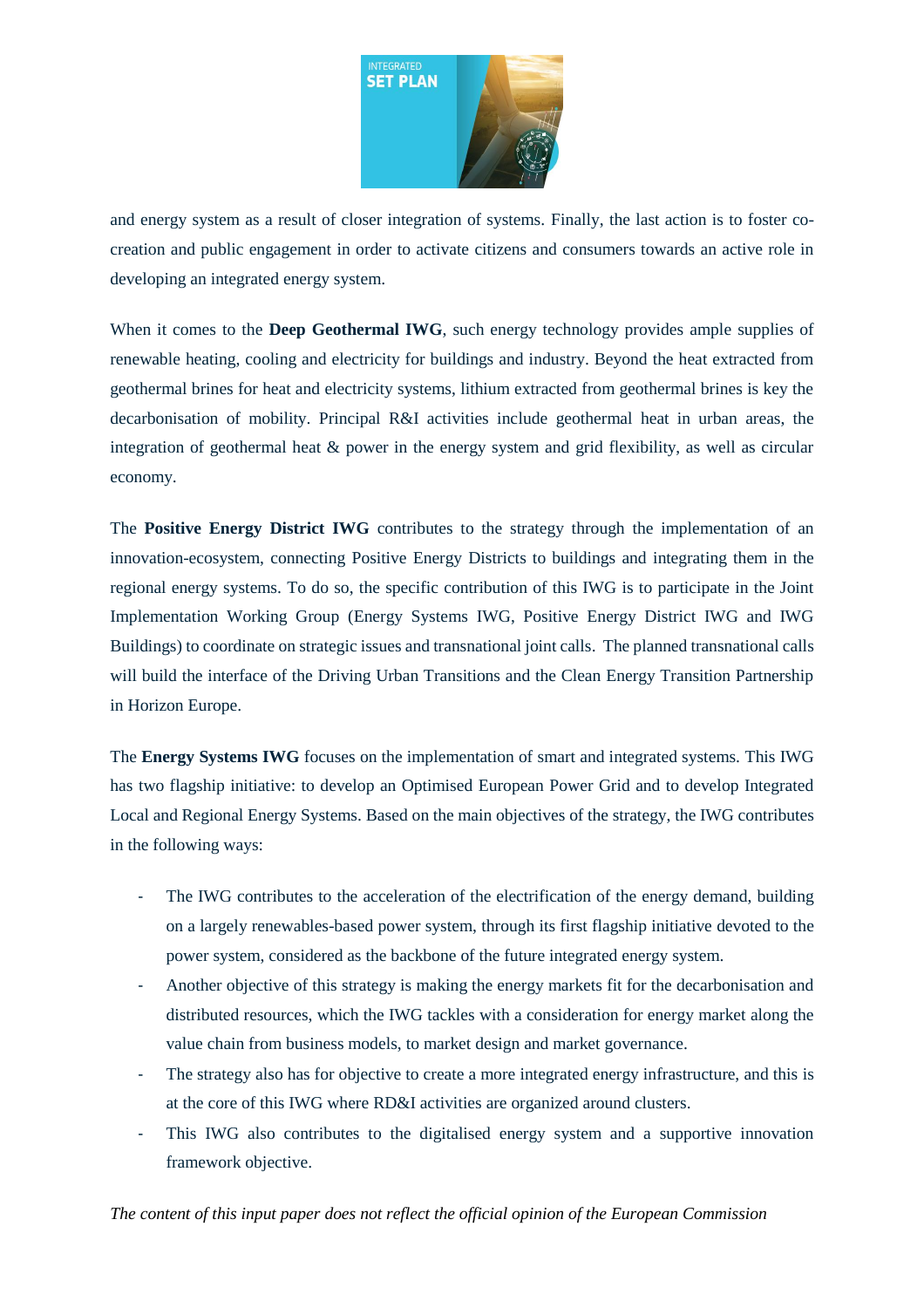and energy system as a result of closer integration of systems. Finally, the last action is to foster co-creation and public engagement in order to activate citizens and consumers towards an active role in developing an integrated energy system.

When it comes to the **Deep Geothermal IWG**, such energy technology provides ample supplies of renewable heating, cooling and electricity for buildings and industry. Beyond the heat extracted from geothermal brines for heat and electricity systems, lithium extracted from geothermal brines is key the decarbonisation of mobility. Principal R&I activities include geothermal heat in urban areas, the integration of geothermal heat & power in the energy system and grid flexibility, as well as circular economy.

The **Positive Energy District IWG** contributes to the strategy through the implementation of an innovation-ecosystem, connecting Positive Energy Districts to buildings and integrating them in the regional energy systems. To do so, the specific contribution of this IWG is to participate in the Joint Implementation Working Group (Energy Systems IWG, Positive Energy District IWG and IWG Buildings) to coordinate on strategic issues and transnational joint calls. The planned transnational calls will build the interface of the Driving Urban Transitions and the Clean Energy Transition Partnership in Horizon Europe.

The **Energy Systems IWG** focuses on the implementation of smart and integrated systems. This IWG has two flagship initiative: to develop an Optimised European Power Grid and to develop Integrated Local and Regional Energy Systems. Based on the main objectives of the strategy, the IWG contributes in the following ways:

- The IWG contributes to the acceleration of the electrification of the energy demand, building on a largely renewables-based power system, through its first flagship initiative devoted to the power system, considered as the backbone of the future integrated energy system.
- Another objective of this strategy is making the energy markets fit for the decarbonisation and distributed resources, which the IWG tackles with a consideration for energy market along the value chain from business models, to market design and market governance.
- The strategy also has for objective to create a more integrated energy infrastructure, and this is at the core of this IWG where RD&I activities are organized around clusters.
- This IWG also contributes to the digitalised energy system and a supportive innovation framework objective.

*The content of this input paper does not reflect the official opinion of the European Commission*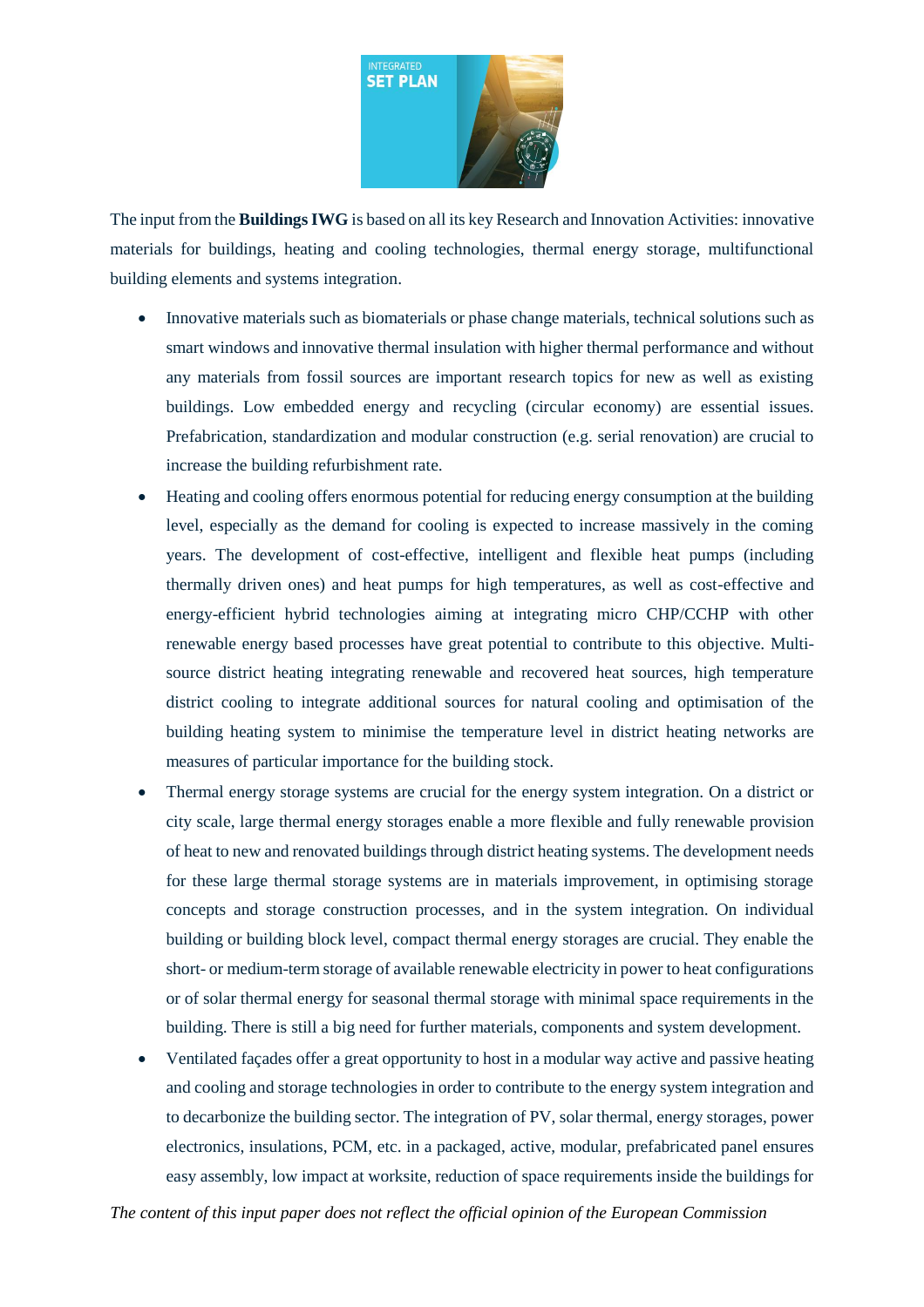The input from the **Buildings IWG** is based on all its key Research and Innovation Activities: innovative materials for buildings, heating and cooling technologies, thermal energy storage, multifunctional building elements and systems integration.

- Innovative materials such as biomaterials or phase change materials, technical solutions such as smart windows and innovative thermal insulation with higher thermal performance and without any materials from fossil sources are important research topics for new as well as existing buildings. Low embedded energy and recycling (circular economy) are essential issues. Prefabrication, standardization and modular construction (e.g. serial renovation) are crucial to increase the building refurbishment rate.
- Heating and cooling offers enormous potential for reducing energy consumption at the building level, especially as the demand for cooling is expected to increase massively in the coming years. The development of cost-effective, intelligent and flexible heat pumps (including thermally driven ones) and heat pumps for high temperatures, as well as cost-effective and energy-efficient hybrid technologies aiming at integrating micro CHP/CCHP with other renewable energy based processes have great potential to contribute to this objective. Multi-source district heating integrating renewable and recovered heat sources, high temperature district cooling to integrate additional sources for natural cooling and optimisation of the building heating system to minimise the temperature level in district heating networks are measures of particular importance for the building stock.
- Thermal energy storage systems are crucial for the energy system integration. On a district or city scale, large thermal energy storages enable a more flexible and fully renewable provision of heat to new and renovated buildings through district heating systems. The development needs for these large thermal storage systems are in materials improvement, in optimising storage concepts and storage construction processes, and in the system integration. On individual building or building block level, compact thermal energy storages are crucial. They enable the short- or medium-term storage of available renewable electricity in power to heat configurations or of solar thermal energy for seasonal thermal storage with minimal space requirements in the building. There is still a big need for further materials, components and system development.
- Ventilated façades offer a great opportunity to host in a modular way active and passive heating and cooling and storage technologies in order to contribute to the energy system integration and to decarbonize the building sector. The integration of PV, solar thermal, energy storages, power electronics, insulations, PCM, etc. in a packaged, active, modular, prefabricated panel ensures easy assembly, low impact at worksite, reduction of space requirements inside the buildings for

*The content of this input paper does not reflect the official opinion of the European Commission*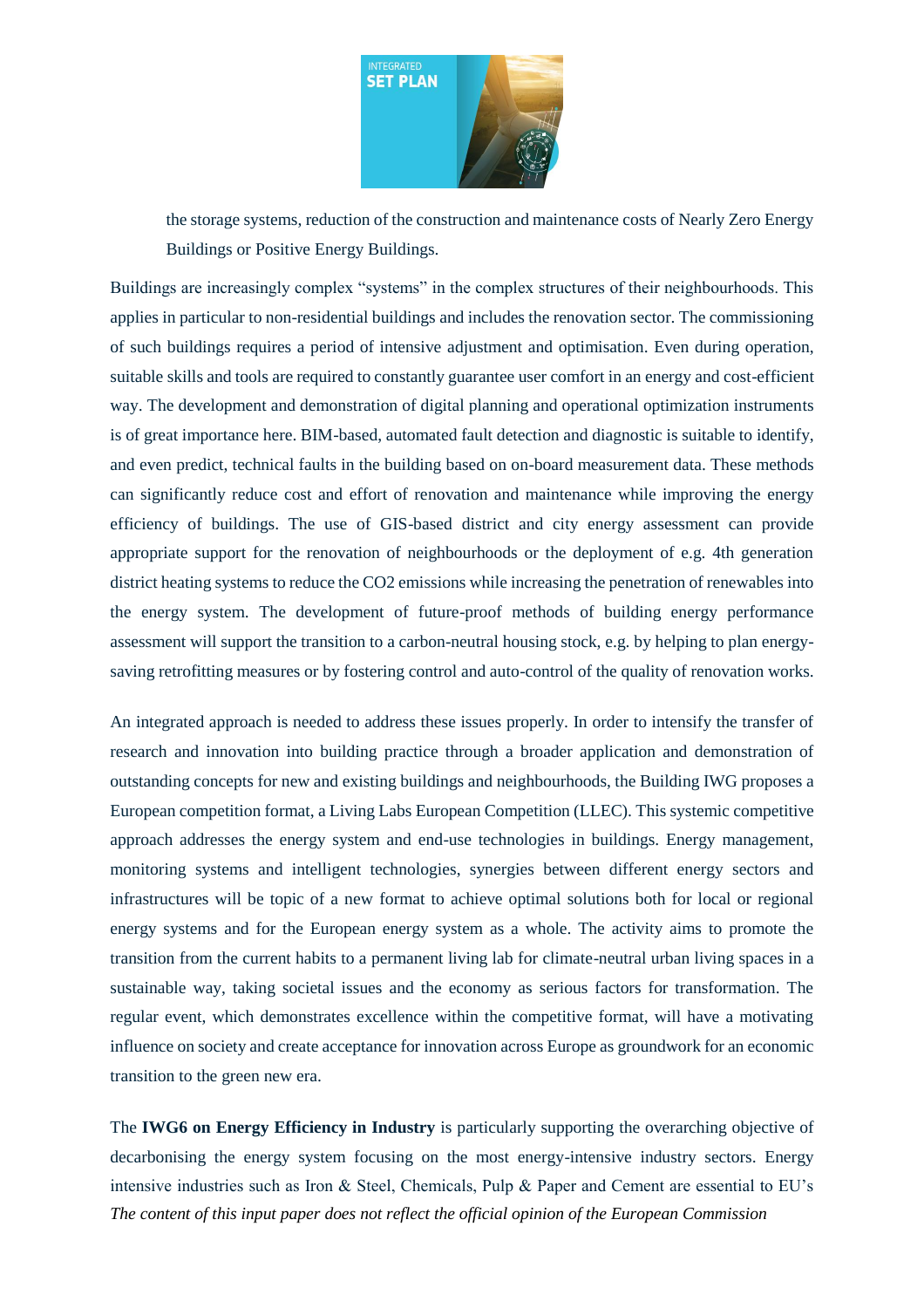the storage systems, reduction of the construction and maintenance costs of Nearly Zero Energy Buildings or Positive Energy Buildings.

Buildings are increasingly complex "systems" in the complex structures of their neighbourhoods. This applies in particular to non-residential buildings and includes the renovation sector. The commissioning of such buildings requires a period of intensive adjustment and optimisation. Even during operation, suitable skills and tools are required to constantly guarantee user comfort in an energy and cost-efficient way. The development and demonstration of digital planning and operational optimization instruments is of great importance here. BIM-based, automated fault detection and diagnostic is suitable to identify, and even predict, technical faults in the building based on on-board measurement data. These methods can significantly reduce cost and effort of renovation and maintenance while improving the energy efficiency of buildings. The use of GIS-based district and city energy assessment can provide appropriate support for the renovation of neighbourhoods or the deployment of e.g. 4th generation district heating systems to reduce the $CO_2$ emissions while increasing the penetration of renewables into the energy system. The development of future-proof methods of building energy performance assessment will support the transition to a carbon-neutral housing stock, e.g. by helping to plan energy-saving retrofitting measures or by fostering control and auto-control of the quality of renovation works.

An integrated approach is needed to address these issues properly. In order to intensify the transfer of research and innovation into building practice through a broader application and demonstration of outstanding concepts for new and existing buildings and neighbourhoods, the Building IWG proposes a European competition format, a Living Labs European Competition (LLEC). This systemic competitive approach addresses the energy system and end-use technologies in buildings. Energy management, monitoring systems and intelligent technologies, synergies between different energy sectors and infrastructures will be topic of a new format to achieve optimal solutions both for local or regional energy systems and for the European energy system as a whole. The activity aims to promote the transition from the current habits to a permanent living lab for climate-neutral urban living spaces in a sustainable way, taking societal issues and the economy as serious factors for transformation. The regular event, which demonstrates excellence within the competitive format, will have a motivating influence on society and create acceptance for innovation across Europe as groundwork for an economic transition to the green new era.

The **IWG6 on Energy Efficiency in Industry** is particularly supporting the overarching objective of decarbonising the energy system focusing on the most energy-intensive industry sectors. Energy intensive industries such as Iron & Steel, Chemicals, Pulp & Paper and Cement are essential to EU's

*The content of this input paper does not reflect the official opinion of the European Commission*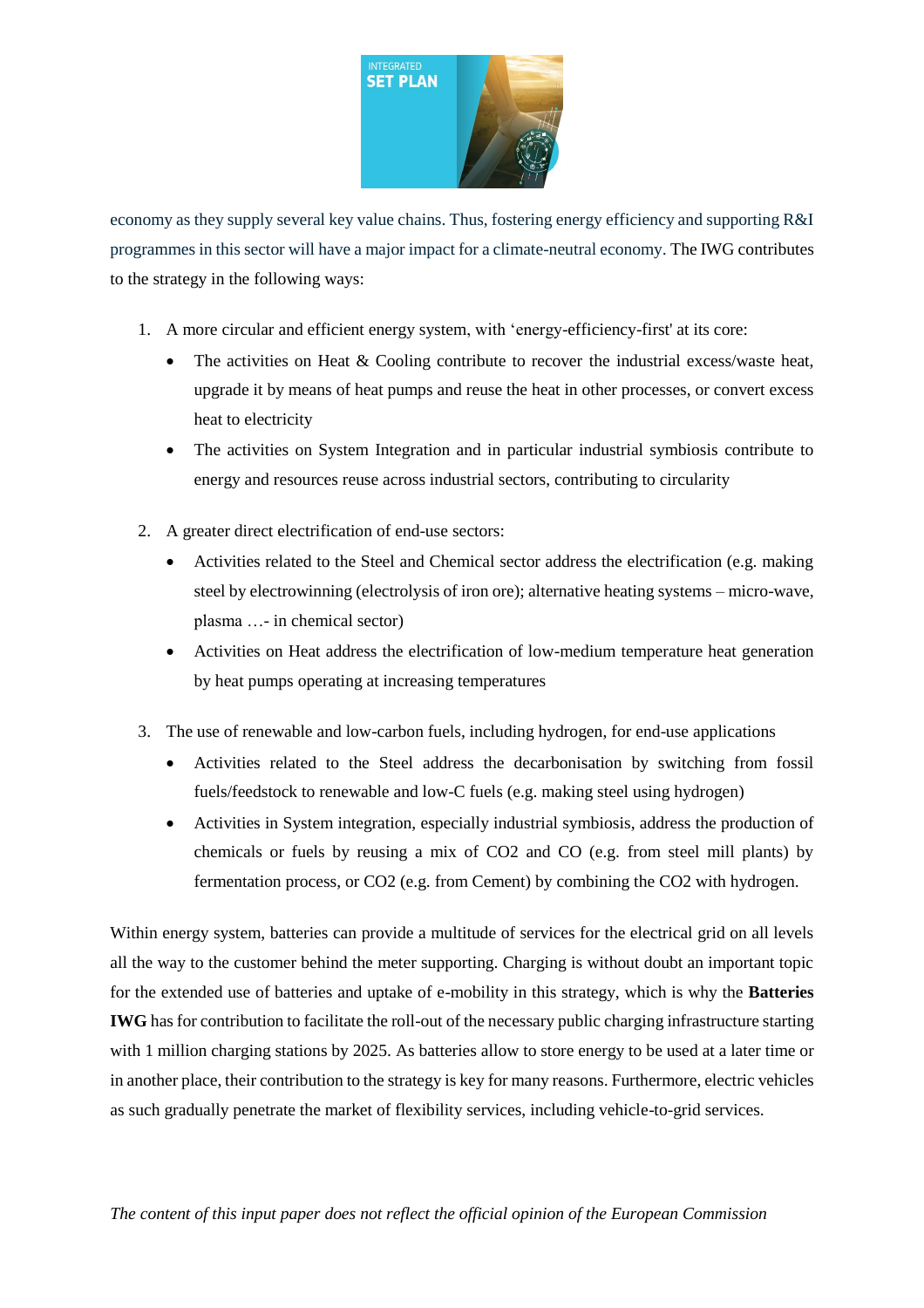economy as they supply several key value chains. Thus, fostering energy efficiency and supporting R&I programmes in this sector will have a major impact for a climate-neutral economy. The IWG contributes to the strategy in the following ways:

1. A more circular and efficient energy system, with 'energy-efficiency-first' at its core:
   - The activities on Heat & Cooling contribute to recover the industrial excess/waste heat, upgrade it by means of heat pumps and reuse the heat in other processes, or convert excess heat to electricity
   - The activities on System Integration and in particular industrial symbiosis contribute to energy and resources reuse across industrial sectors, contributing to circularity

2. A greater direct electrification of end-use sectors:
   - Activities related to the Steel and Chemical sector address the electrification (e.g. making steel by electrowinning (electrolysis of iron ore); alternative heating systems – micro-wave, plasma …- in chemical sector)
   - Activities on Heat address the electrification of low-medium temperature heat generation by heat pumps operating at increasing temperatures

3. The use of renewable and low-carbon fuels, including hydrogen, for end-use applications
   - Activities related to the Steel address the decarbonisation by switching from fossil fuels/feedstock to renewable and low-C fuels (e.g. making steel using hydrogen)
   - Activities in System integration, especially industrial symbiosis, address the production of chemicals or fuels by reusing a mix of $CO_2$ and CO (e.g. from steel mill plants) by fermentation process, or $CO_2$ (e.g. from Cement) by combining the $CO_2$ with hydrogen.

Within energy system, batteries can provide a multitude of services for the electrical grid on all levels all the way to the customer behind the meter supporting. Charging is without doubt an important topic for the extended use of batteries and uptake of e-mobility in this strategy, which is why the **Batteries IWG** has for contribution to facilitate the roll-out of the necessary public charging infrastructure starting with 1 million charging stations by 2025. As batteries allow to store energy to be used at a later time or in another place, their contribution to the strategy is key for many reasons. Furthermore, electric vehicles as such gradually penetrate the market of flexibility services, including vehicle-to-grid services.

*The content of this input paper does not reflect the official opinion of the European Commission*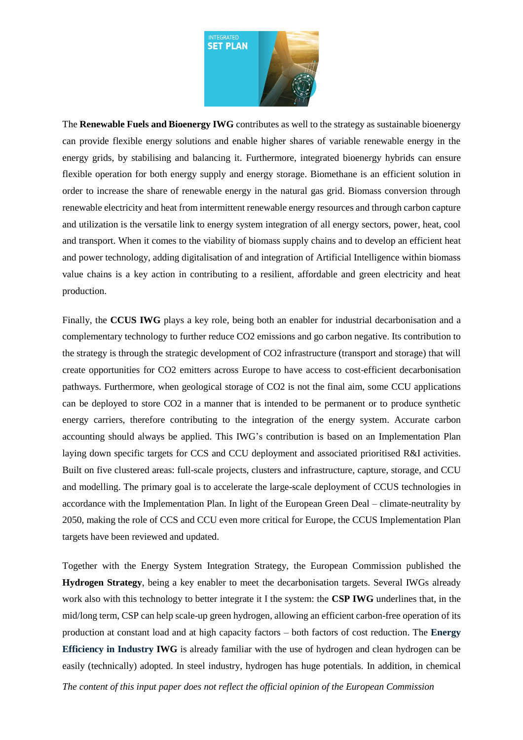The **Renewable Fuels and Bioenergy IWG** contributes as well to the strategy as sustainable bioenergy can provide flexible energy solutions and enable higher shares of variable renewable energy in the energy grids, by stabilising and balancing it. Furthermore, integrated bioenergy hybrids can ensure flexible operation for both energy supply and energy storage. Biomethane is an efficient solution in order to increase the share of renewable energy in the natural gas grid. Biomass conversion through renewable electricity and heat from intermittent renewable energy resources and through carbon capture and utilization is the versatile link to energy system integration of all energy sectors, power, heat, cool and transport. When it comes to the viability of biomass supply chains and to develop an efficient heat and power technology, adding digitalisation of and integration of Artificial Intelligence within biomass value chains is a key action in contributing to a resilient, affordable and green electricity and heat production.

Finally, the **CCUS IWG** plays a key role, being both an enabler for industrial decarbonisation and a complementary technology to further reduce $CO_2$ emissions and go carbon negative. Its contribution to the strategy is through the strategic development of $CO_2$ infrastructure (transport and storage) that will create opportunities for $CO_2$ emitters across Europe to have access to cost-efficient decarbonisation pathways. Furthermore, when geological storage of $CO_2$ is not the final aim, some CCU applications can be deployed to store $CO_2$ in a manner that is intended to be permanent or to produce synthetic energy carriers, therefore contributing to the integration of the energy system. Accurate carbon accounting should always be applied. This IWG's contribution is based on an Implementation Plan laying down specific targets for CCS and CCU deployment and associated prioritised R&I activities. Built on five clustered areas: full-scale projects, clusters and infrastructure, capture, storage, and CCU and modelling. The primary goal is to accelerate the large-scale deployment of CCUS technologies in accordance with the Implementation Plan. In light of the European Green Deal – climate-neutrality by 2050, making the role of CCS and CCU even more critical for Europe, the CCUS Implementation Plan targets have been reviewed and updated.

Together with the Energy System Integration Strategy, the European Commission published the **Hydrogen Strategy**, being a key enabler to meet the decarbonisation targets. Several IWGs already work also with this technology to better integrate it I the system: the **CSP IWG** underlines that, in the mid/long term, CSP can help scale-up green hydrogen, allowing an efficient carbon-free operation of its production at constant load and at high capacity factors – both factors of cost reduction. The **Energy Efficiency in Industry IWG** is already familiar with the use of hydrogen and clean hydrogen can be easily (technically) adopted. In steel industry, hydrogen has huge potentials. In addition, in chemical

*The content of this input paper does not reflect the official opinion of the European Commission*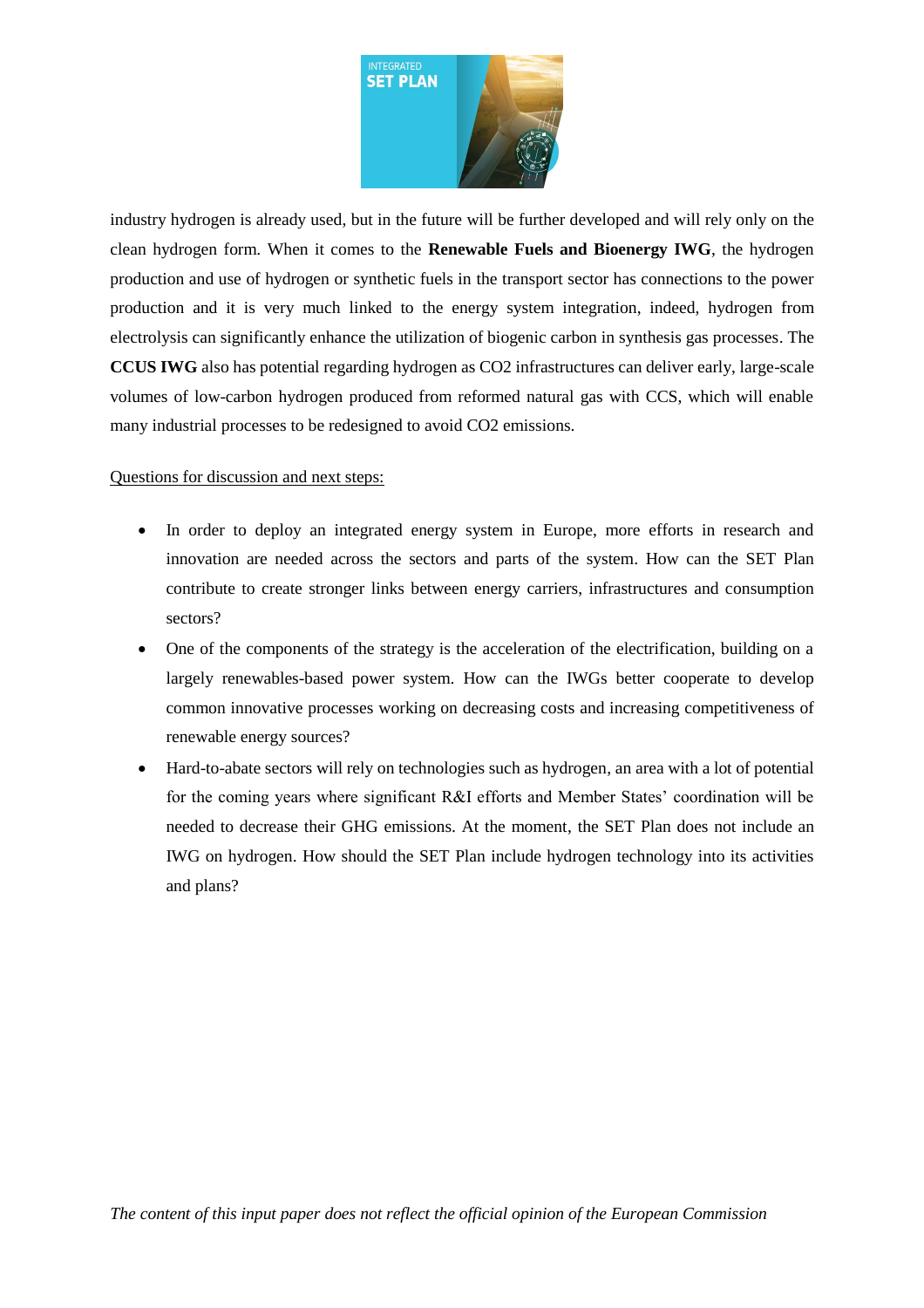industry hydrogen is already used, but in the future will be further developed and will rely only on the clean hydrogen form. When it comes to the **Renewable Fuels and Bioenergy IWG**, the hydrogen production and use of hydrogen or synthetic fuels in the transport sector has connections to the power production and it is very much linked to the energy system integration, indeed, hydrogen from electrolysis can significantly enhance the utilization of biogenic carbon in synthesis gas processes. The **CCUS IWG** also has potential regarding hydrogen as CO2 infrastructures can deliver early, large-scale volumes of low-carbon hydrogen produced from reformed natural gas with CCS, which will enable many industrial processes to be redesigned to avoid CO2 emissions.

Questions for discussion and next steps:

- In order to deploy an integrated energy system in Europe, more efforts in research and innovation are needed across the sectors and parts of the system. How can the SET Plan contribute to create stronger links between energy carriers, infrastructures and consumption sectors?
- One of the components of the strategy is the acceleration of the electrification, building on a largely renewables-based power system. How can the IWGs better cooperate to develop common innovative processes working on decreasing costs and increasing competitiveness of renewable energy sources?
- Hard-to-abate sectors will rely on technologies such as hydrogen, an area with a lot of potential for the coming years where significant R&I efforts and Member States' coordination will be needed to decrease their GHG emissions. At the moment, the SET Plan does not include an IWG on hydrogen. How should the SET Plan include hydrogen technology into its activities and plans?

*The content of this input paper does not reflect the official opinion of the European Commission*